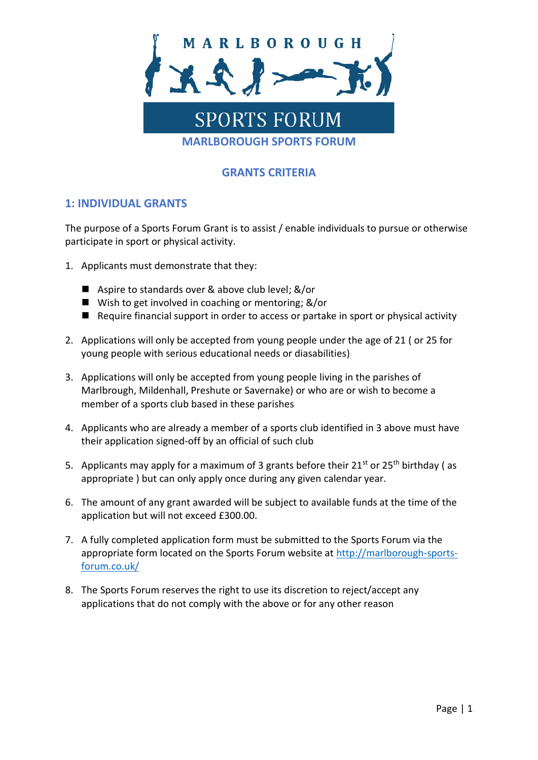MARLBOROUGH

SPORTS FORUM

# MARLBOROUGH SPORTS FORUM

## GRANTS CRITERIA

### 1: INDIVIDUAL GRANTS

The purpose of a Sports Forum Grant is to assist / enable individuals to pursue or otherwise participate in sport or physical activity.

1. Applicants must demonstrate that they:
   - Aspire to standards over & above club level; &/or
   - Wish to get involved in coaching or mentoring; &/or
   - Require financial support in order to access or partake in sport or physical activity
2. Applications will only be accepted from young people under the age of 21 ( or 25 for young people with serious educational needs or diasabilities)
3. Applications will only be accepted from young people living in the parishes of Marlbrough, Mildenhall, Preshute or Savernake) or who are or wish to become a member of a sports club based in these parishes
4. Applicants who are already a member of a sports club identified in 3 above must have their application signed-off by an official of such club
5. Applicants may apply for a maximum of 3 grants before their 21st or 25th birthday ( as appropriate ) but can only apply once during any given calendar year.
6. The amount of any grant awarded will be subject to available funds at the time of the application but will not exceed £300.00.
7. A fully completed application form must be submitted to the Sports Forum via the appropriate form located on the Sports Forum website at [http://marlborough-sports-forum.co.uk/](http://marlborough-sports-forum.co.uk/)
8. The Sports Forum reserves the right to use its discretion to reject/accept any applications that do not comply with the above or for any other reason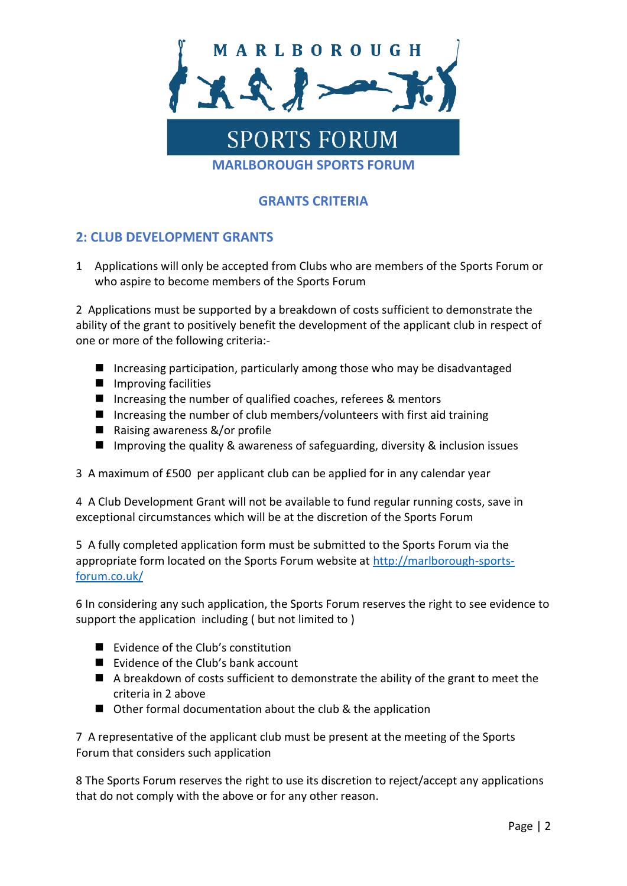MARLBOROUGH

SPORTS FORUM

**MARLBOROUGH SPORTS FORUM**

## GRANTS CRITERIA

## 2: CLUB DEVELOPMENT GRANTS

1 Applications will only be accepted from Clubs who are members of the Sports Forum or who aspire to become members of the Sports Forum

2 Applications must be supported by a breakdown of costs sufficient to demonstrate the ability of the grant to positively benefit the development of the applicant club in respect of one or more of the following criteria:-

- Increasing participation, particularly among those who may be disadvantaged
- Improving facilities
- Increasing the number of qualified coaches, referees & mentors
- Increasing the number of club members/volunteers with first aid training
- Raising awareness &/or profile
- Improving the quality & awareness of safeguarding, diversity & inclusion issues

3 A maximum of £500 per applicant club can be applied for in any calendar year

4 A Club Development Grant will not be available to fund regular running costs, save in exceptional circumstances which will be at the discretion of the Sports Forum

5 A fully completed application form must be submitted to the Sports Forum via the appropriate form located on the Sports Forum website at [http://marlborough-sports-forum.co.uk/](http://marlborough-sports-forum.co.uk/)

6 In considering any such application, the Sports Forum reserves the right to see evidence to support the application including ( but not limited to )

- Evidence of the Club's constitution
- Evidence of the Club's bank account
- A breakdown of costs sufficient to demonstrate the ability of the grant to meet the criteria in 2 above
- Other formal documentation about the club & the application

7 A representative of the applicant club must be present at the meeting of the Sports Forum that considers such application

8 The Sports Forum reserves the right to use its discretion to reject/accept any applications that do not comply with the above or for any other reason.